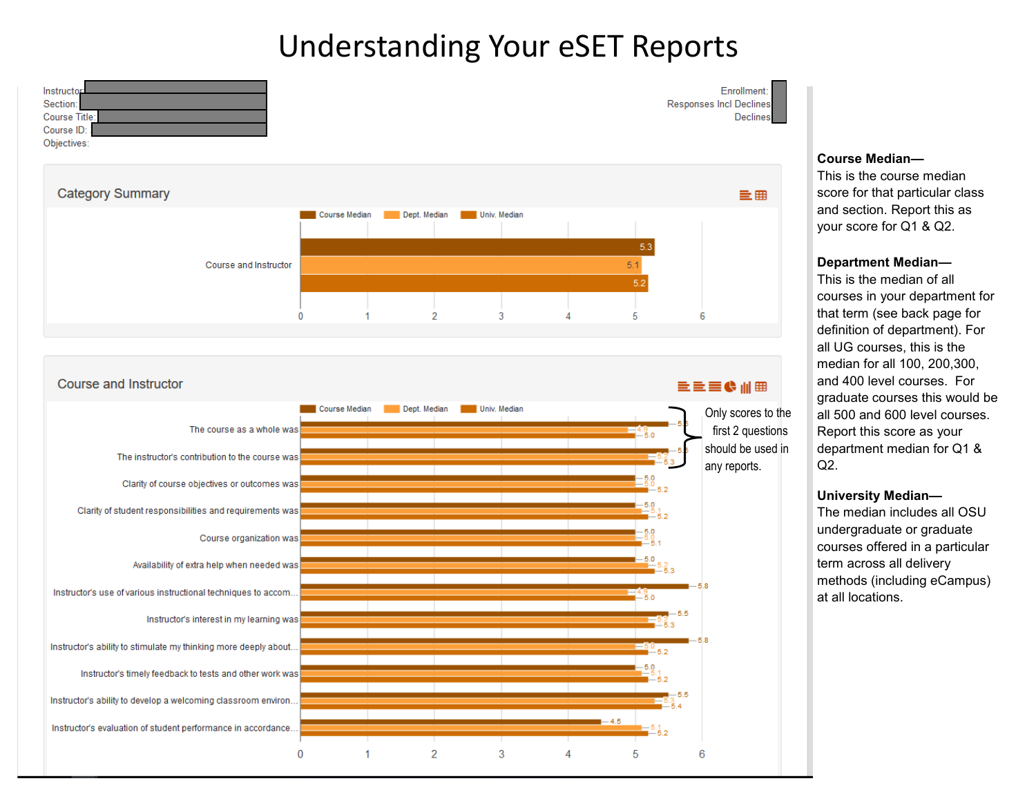# Understanding Your eSET Reports

Instructor:
Section:
Course Title:
Course ID:
Objectives:

Enrollment:
Responses Incl Declines:
Declines:

## Category Summary

| | Course Median | Dept. Median | Univ. Median |
|---|---|---|---|
| Course and Instructor | 5.3 | 5.1 | 5.2 |

## Course and Instructor

| | Course Median | Dept. Median | Univ. Median |
|---|---|---|---|
| The course as a whole was | 5.5 | 4.9 | 5.0 |
| The instructor's contribution to the course was | 5.5 | 5.2 | 5.3 |
| Clarity of course objectives or outcomes was | 5.0 | 5.0 | 5.2 |
| Clarity of student responsibilities and requirements was | 5.0 | 5.1 | 5.2 |
| Course organization was | 5.0 | 5.0 | 5.1 |
| Availability of extra help when needed was | 5.0 | 5.2 | 5.3 |
| Instructor's use of various instructional techniques to accom... | 5.8 | 4.9 | 5.0 |
| Instructor's interest in my learning was | 5.5 | 5.2 | 5.3 |
| Instructor's ability to stimulate my thinking more deeply about... | 5.8 | 5.0 | 5.2 |
| Instructor's timely feedback to tests and other work was | 5.0 | 5.1 | 5.2 |
| Instructor's ability to develop a welcoming classroom environ... | 5.5 | 5.3 | 5.4 |
| Instructor's evaluation of student performance in accordance... | 4.5 | 5.1 | 5.2 |

Only scores to the first 2 questions should be used in any reports.

**Course Median—**
This is the course median score for that particular class and section. Report this as your score for Q1 & Q2.

**Department Median—**
This is the median of all courses in your department for that term (see back page for definition of department). For all UG courses, this is the median for all 100, 200,300, and 400 level courses. For graduate courses this would be all 500 and 600 level courses. Report this score as your department median for Q1 & Q2.

**University Median—**
The median includes all OSU undergraduate or graduate courses offered in a particular term across all delivery methods (including eCampus) at all locations.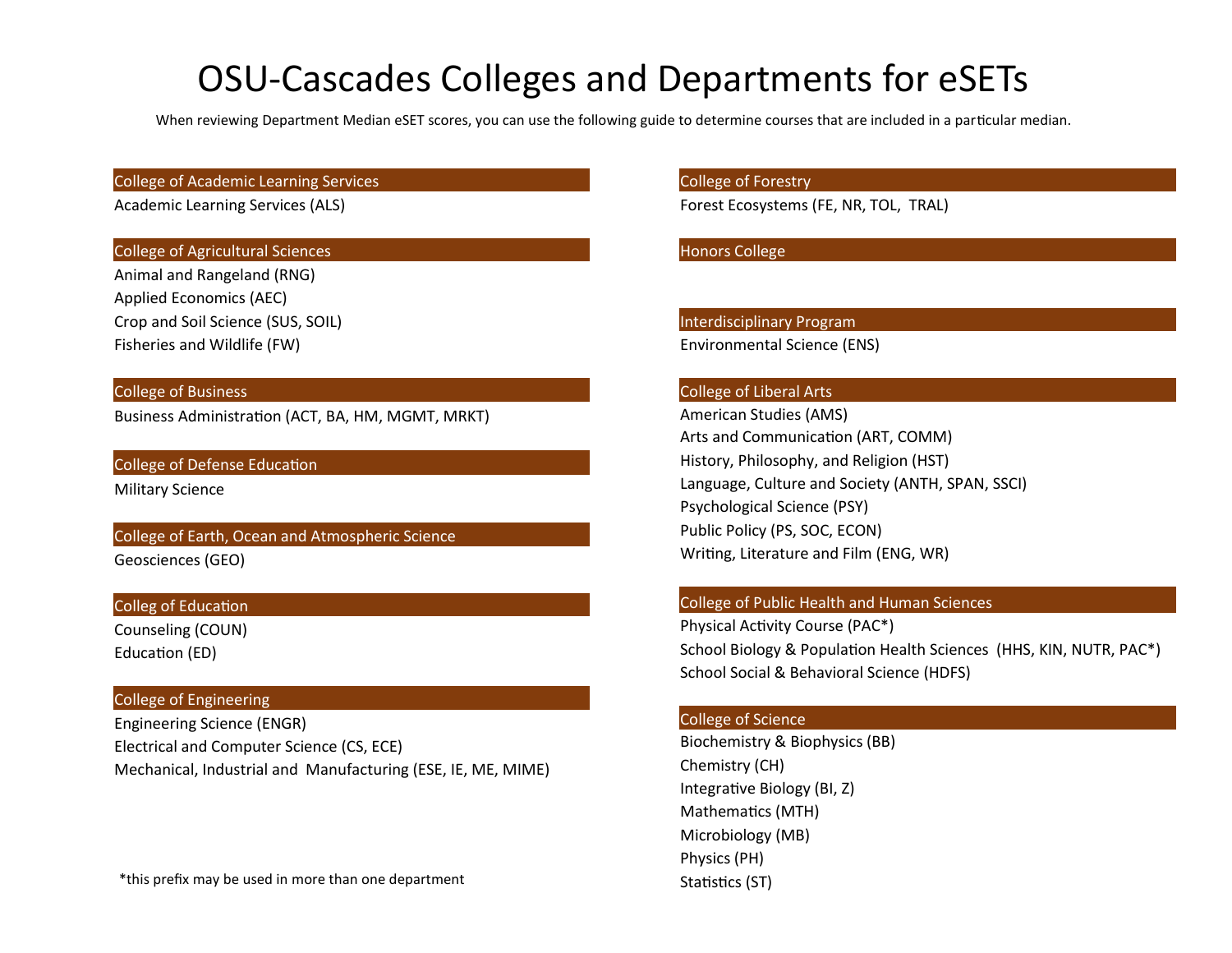# OSU-Cascades Colleges and Departments for eSETs

When reviewing Department Median eSET scores, you can use the following guide to determine courses that are included in a particular median.

## College of Academic Learning Services

Academic Learning Services (ALS)

## College of Agricultural Sciences

Animal and Rangeland (RNG)
Applied Economics (AEC)
Crop and Soil Science (SUS, SOIL)
Fisheries and Wildlife (FW)

## College of Business

Business Administration (ACT, BA, HM, MGMT, MRKT)

## College of Defense Education

Military Science

## College of Earth, Ocean and Atmospheric Science

Geosciences (GEO)

## Colleg of Education

Counseling (COUN)
Education (ED)

## College of Engineering

Engineering Science (ENGR)
Electrical and Computer Science (CS, ECE)
Mechanical, Industrial and Manufacturing (ESE, IE, ME, MIME)

## College of Forestry

Forest Ecosystems (FE, NR, TOL, TRAL)

## Honors College

## Interdisciplinary Program

Environmental Science (ENS)

## College of Liberal Arts

American Studies (AMS)
Arts and Communication (ART, COMM)
History, Philosophy, and Religion (HST)
Language, Culture and Society (ANTH, SPAN, SSCI)
Psychological Science (PSY)
Public Policy (PS, SOC, ECON)
Writing, Literature and Film (ENG, WR)

## College of Public Health and Human Sciences

Physical Activity Course (PAC*)
School Biology & Population Health Sciences (HHS, KIN, NUTR, PAC*)
School Social & Behavioral Science (HDFS)

## College of Science

Biochemistry & Biophysics (BB)
Chemistry (CH)
Integrative Biology (BI, Z)
Mathematics (MTH)
Microbiology (MB)
Physics (PH)
Statistics (ST)

*this prefix may be used in more than one department